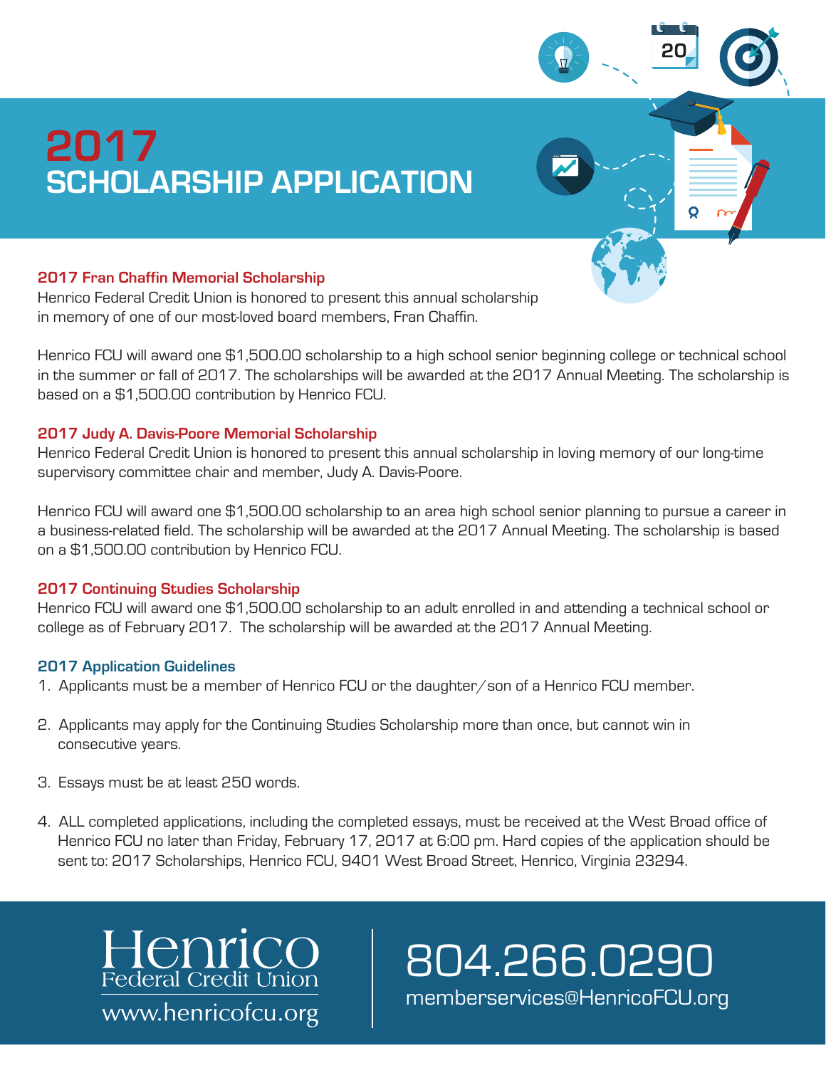# 2017 SCHOLARSHIP APPLICATION

## 2017 Fran Chaffin Memorial Scholarship

Henrico Federal Credit Union is honored to present this annual scholarship in memory of one of our most-loved board members, Fran Chaffin.

Henrico FCU will award one $1,500.00 scholarship to a high school senior beginning college or technical school in the summer or fall of 2017. The scholarships will be awarded at the 2017 Annual Meeting. The scholarship is based on a $1,500.00 contribution by Henrico FCU.

## 2017 Judy A. Davis-Poore Memorial Scholarship

Henrico Federal Credit Union is honored to present this annual scholarship in loving memory of our long-time supervisory committee chair and member, Judy A. Davis-Poore.

Henrico FCU will award one $1,500.00 scholarship to an area high school senior planning to pursue a career in a business-related field. The scholarship will be awarded at the 2017 Annual Meeting. The scholarship is based on a $1,500.00 contribution by Henrico FCU.

## 2017 Continuing Studies Scholarship

Henrico FCU will award one $1,500.00 scholarship to an adult enrolled in and attending a technical school or college as of February 2017. The scholarship will be awarded at the 2017 Annual Meeting.

## 2017 Application Guidelines

1. Applicants must be a member of Henrico FCU or the daughter/son of a Henrico FCU member.
2. Applicants may apply for the Continuing Studies Scholarship more than once, but cannot win in consecutive years.
3. Essays must be at least 250 words.
4. ALL completed applications, including the completed essays, must be received at the West Broad office of Henrico FCU no later than Friday, February 17, 2017 at 6:00 pm. Hard copies of the application should be sent to: 2017 Scholarships, Henrico FCU, 9401 West Broad Street, Henrico, Virginia 23294.

Henrico Federal Credit Union
www.henricofcu.org

804.266.0290
memberservices@HenricoFCU.org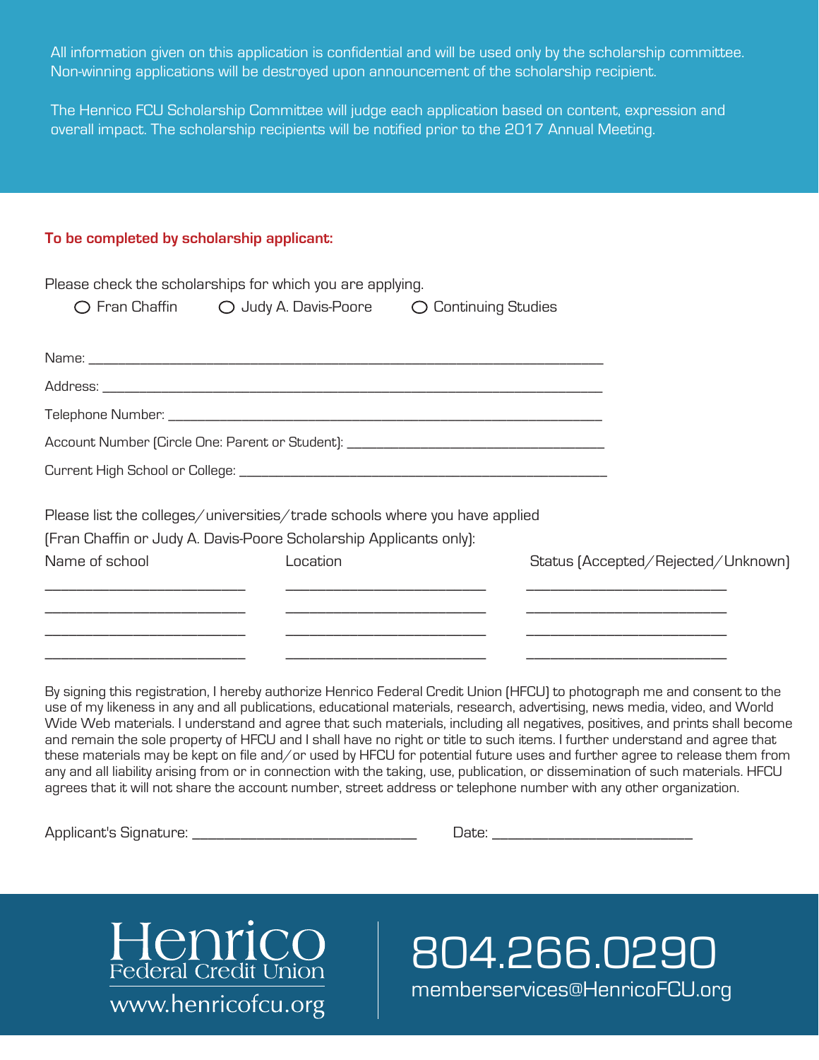All information given on this application is confidential and will be used only by the scholarship committee. Non-winning applications will be destroyed upon announcement of the scholarship recipient.

The Henrico FCU Scholarship Committee will judge each application based on content, expression and overall impact. The scholarship recipients will be notified prior to the 2017 Annual Meeting.

**To be completed by scholarship applicant:**

Please check the scholarships for which you are applying.

○ Fran Chaffin ○ Judy A. Davis-Poore ○ Continuing Studies

Name: ____________________________________________________________________

Address: __________________________________________________________________

Telephone Number: __________________________________________________________

Account Number (Circle One: Parent or Student): __________________________________

Current High School or College: _______________________________________________

Please list the colleges/universities/trade schools where you have applied
(Fran Chaffin or Judy A. Davis-Poore Scholarship Applicants only):

| Name of school | Location | Status (Accepted/Rejected/Unknown) |
|---|---|---|
| __________________ | __________________ | __________________ |
| __________________ | __________________ | __________________ |
| __________________ | __________________ | __________________ |
| __________________ | __________________ | __________________ |

By signing this registration, I hereby authorize Henrico Federal Credit Union (HFCU) to photograph me and consent to the use of my likeness in any and all publications, educational materials, research, advertising, news media, video, and World Wide Web materials. I understand and agree that such materials, including all negatives, positives, and prints shall become and remain the sole property of HFCU and I shall have no right or title to such items. I further understand and agree that these materials may be kept on file and/or used by HFCU for potential future uses and further agree to release them from any and all liability arising from or in connection with the taking, use, publication, or dissemination of such materials. HFCU agrees that it will not share the account number, street address or telephone number with any other organization.

Applicant's Signature: ______________________________ Date: __________________________

Henrico Federal Credit Union
www.henricofcu.org

804.266.0290
memberservices@HenricoFCU.org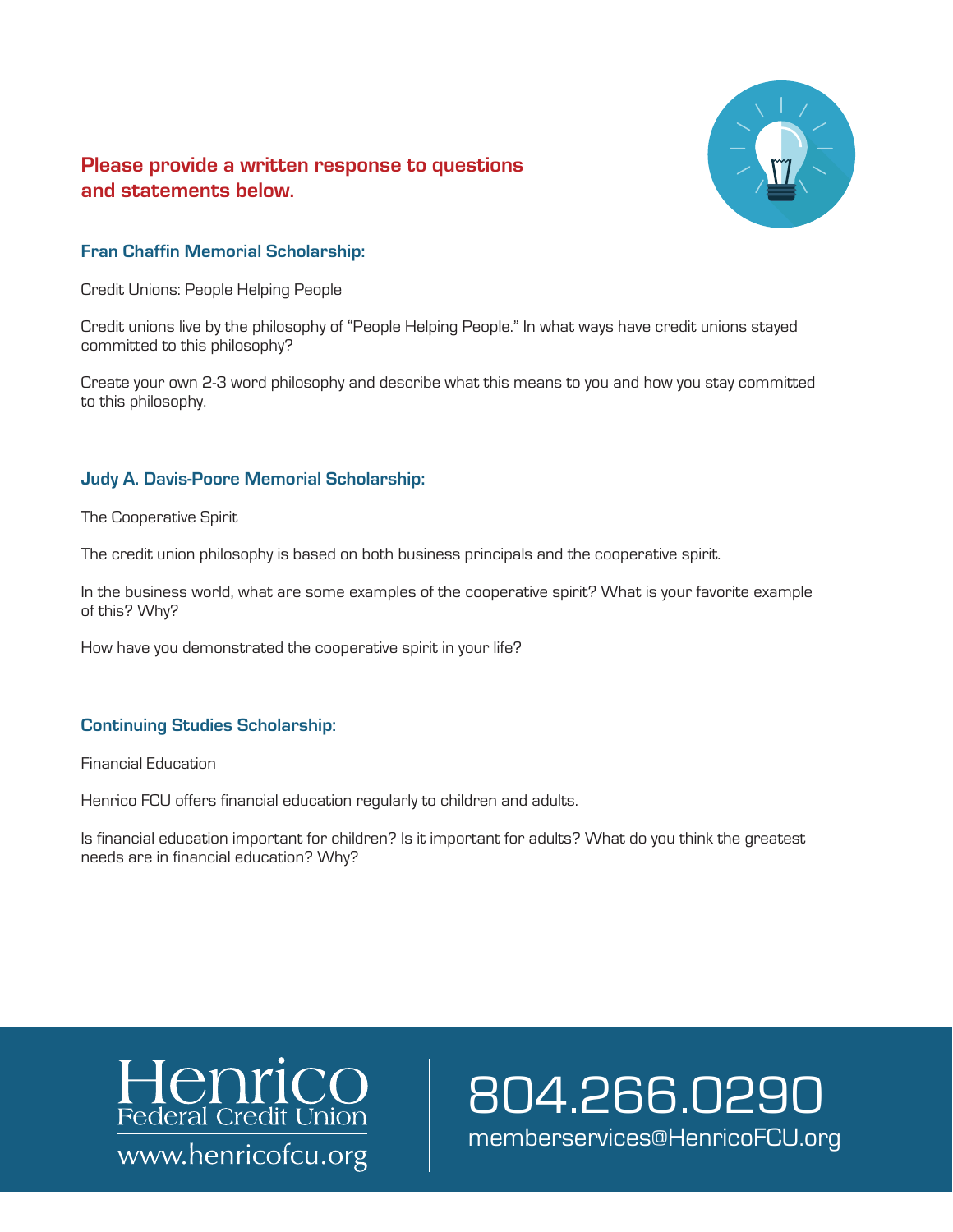## Please provide a written response to questions and statements below.

### Fran Chaffin Memorial Scholarship:

Credit Unions: People Helping People

Credit unions live by the philosophy of "People Helping People." In what ways have credit unions stayed committed to this philosophy?

Create your own 2-3 word philosophy and describe what this means to you and how you stay committed to this philosophy.

### Judy A. Davis-Poore Memorial Scholarship:

The Cooperative Spirit

The credit union philosophy is based on both business principals and the cooperative spirit.

In the business world, what are some examples of the cooperative spirit? What is your favorite example of this? Why?

How have you demonstrated the cooperative spirit in your life?

### Continuing Studies Scholarship:

Financial Education

Henrico FCU offers financial education regularly to children and adults.

Is financial education important for children? Is it important for adults? What do you think the greatest needs are in financial education? Why?

Henrico
Federal Credit Union
www.henricofcu.org

804.266.0290
memberservices@HenricoFCU.org